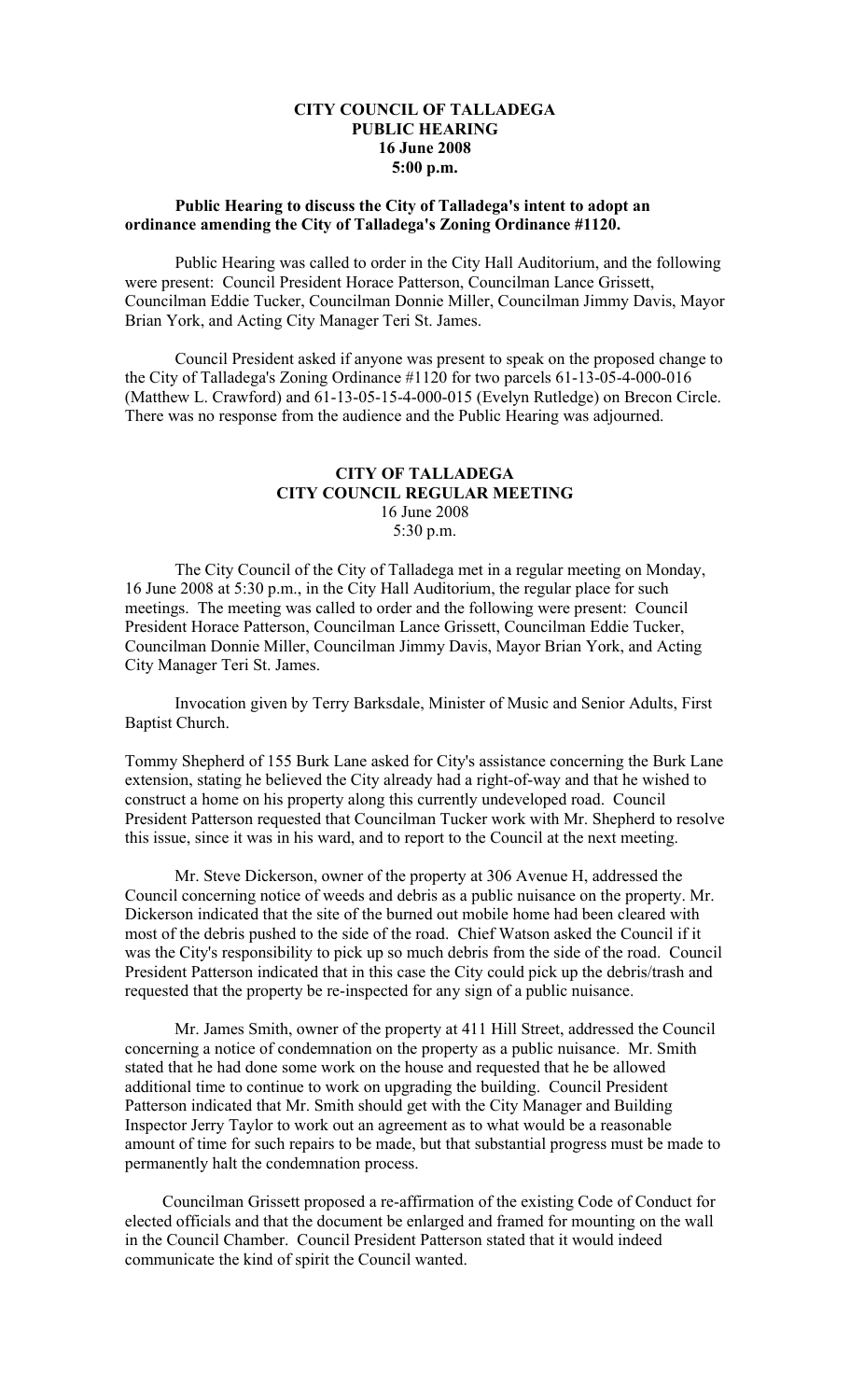**CITY COUNCIL OF TALLADEGA**
**PUBLIC HEARING**
**16 June 2008**
**5:00 p.m.**

**Public Hearing to discuss the City of Talladega's intent to adopt an ordinance amending the City of Talladega's Zoning Ordinance #1120.**

Public Hearing was called to order in the City Hall Auditorium, and the following were present: Council President Horace Patterson, Councilman Lance Grissett, Councilman Eddie Tucker, Councilman Donnie Miller, Councilman Jimmy Davis, Mayor Brian York, and Acting City Manager Teri St. James.

Council President asked if anyone was present to speak on the proposed change to the City of Talladega's Zoning Ordinance #1120 for two parcels 61-13-05-4-000-016 (Matthew L. Crawford) and 61-13-05-15-4-000-015 (Evelyn Rutledge) on Brecon Circle. There was no response from the audience and the Public Hearing was adjourned.

**CITY OF TALLADEGA**
**CITY COUNCIL REGULAR MEETING**
16 June 2008
5:30 p.m.

The City Council of the City of Talladega met in a regular meeting on Monday, 16 June 2008 at 5:30 p.m., in the City Hall Auditorium, the regular place for such meetings. The meeting was called to order and the following were present: Council President Horace Patterson, Councilman Lance Grissett, Councilman Eddie Tucker, Councilman Donnie Miller, Councilman Jimmy Davis, Mayor Brian York, and Acting City Manager Teri St. James.

Invocation given by Terry Barksdale, Minister of Music and Senior Adults, First Baptist Church.

Tommy Shepherd of 155 Burk Lane asked for City's assistance concerning the Burk Lane extension, stating he believed the City already had a right-of-way and that he wished to construct a home on his property along this currently undeveloped road. Council President Patterson requested that Councilman Tucker work with Mr. Shepherd to resolve this issue, since it was in his ward, and to report to the Council at the next meeting.

Mr. Steve Dickerson, owner of the property at 306 Avenue H, addressed the Council concerning notice of weeds and debris as a public nuisance on the property. Mr. Dickerson indicated that the site of the burned out mobile home had been cleared with most of the debris pushed to the side of the road. Chief Watson asked the Council if it was the City's responsibility to pick up so much debris from the side of the road. Council President Patterson indicated that in this case the City could pick up the debris/trash and requested that the property be re-inspected for any sign of a public nuisance.

Mr. James Smith, owner of the property at 411 Hill Street, addressed the Council concerning a notice of condemnation on the property as a public nuisance. Mr. Smith stated that he had done some work on the house and requested that he be allowed additional time to continue to work on upgrading the building. Council President Patterson indicated that Mr. Smith should get with the City Manager and Building Inspector Jerry Taylor to work out an agreement as to what would be a reasonable amount of time for such repairs to be made, but that substantial progress must be made to permanently halt the condemnation process.

Councilman Grissett proposed a re-affirmation of the existing Code of Conduct for elected officials and that the document be enlarged and framed for mounting on the wall in the Council Chamber. Council President Patterson stated that it would indeed communicate the kind of spirit the Council wanted.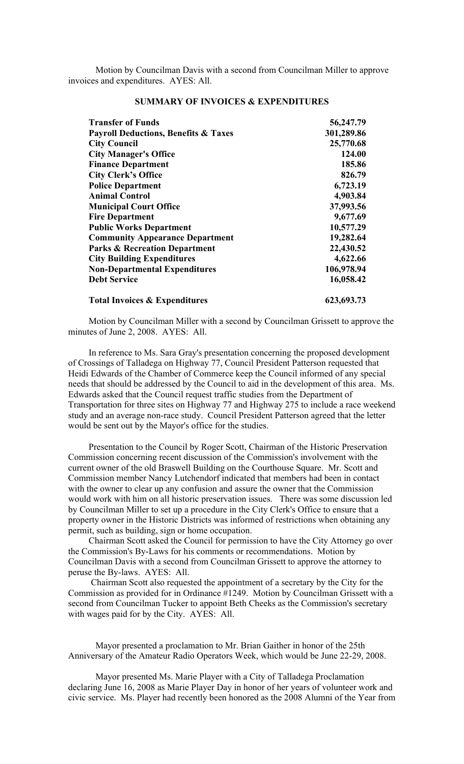Motion by Councilman Davis with a second from Councilman Miller to approve invoices and expenditures. AYES: All.

**SUMMARY OF INVOICES & EXPENDITURES**

| | |
|---|---|
| **Transfer of Funds** | **56,247.79** |
| **Payroll Deductions, Benefits & Taxes** | **301,289.86** |
| **City Council** | **25,770.68** |
| **City Manager's Office** | **124.00** |
| **Finance Department** | **185.86** |
| **City Clerk's Office** | **826.79** |
| **Police Department** | **6,723.19** |
| **Animal Control** | **4,903.84** |
| **Municipal Court Office** | **37,993.56** |
| **Fire Department** | **9,677.69** |
| **Public Works Department** | **10,577.29** |
| **Community Appearance Department** | **19,282.64** |
| **Parks & Recreation Department** | **22,430.52** |
| **City Building Expenditures** | **4,622.66** |
| **Non-Departmental Expenditures** | **106,978.94** |
| **Debt Service** | **16,058.42** |
| **Total Invoices & Expenditures** | **623,693.73** |

Motion by Councilman Miller with a second by Councilman Grissett to approve the minutes of June 2, 2008. AYES: All.

In reference to Ms. Sara Gray's presentation concerning the proposed development of Crossings of Talladega on Highway 77, Council President Patterson requested that Heidi Edwards of the Chamber of Commerce keep the Council informed of any special needs that should be addressed by the Council to aid in the development of this area. Ms. Edwards asked that the Council request traffic studies from the Department of Transportation for three sites on Highway 77 and Highway 275 to include a race weekend study and an average non-race study. Council President Patterson agreed that the letter would be sent out by the Mayor's office for the studies.

Presentation to the Council by Roger Scott, Chairman of the Historic Preservation Commission concerning recent discussion of the Commission's involvement with the current owner of the old Braswell Building on the Courthouse Square. Mr. Scott and Commission member Nancy Lutchendorf indicated that members had been in contact with the owner to clear up any confusion and assure the owner that the Commission would work with him on all historic preservation issues. There was some discussion led by Councilman Miller to set up a procedure in the City Clerk's Office to ensure that a property owner in the Historic Districts was informed of restrictions when obtaining any permit, such as building, sign or home occupation.

Chairman Scott asked the Council for permission to have the City Attorney go over the Commission's By-Laws for his comments or recommendations. Motion by Councilman Davis with a second from Councilman Grissett to approve the attorney to peruse the By-laws. AYES: All.

Chairman Scott also requested the appointment of a secretary by the City for the Commission as provided for in Ordinance #1249. Motion by Councilman Grissett with a second from Councilman Tucker to appoint Beth Cheeks as the Commission's secretary with wages paid for by the City. AYES: All.

Mayor presented a proclamation to Mr. Brian Gaither in honor of the 25th Anniversary of the Amateur Radio Operators Week, which would be June 22-29, 2008.

Mayor presented Ms. Marie Player with a City of Talladega Proclamation declaring June 16, 2008 as Marie Player Day in honor of her years of volunteer work and civic service. Ms. Player had recently been honored as the 2008 Alumni of the Year from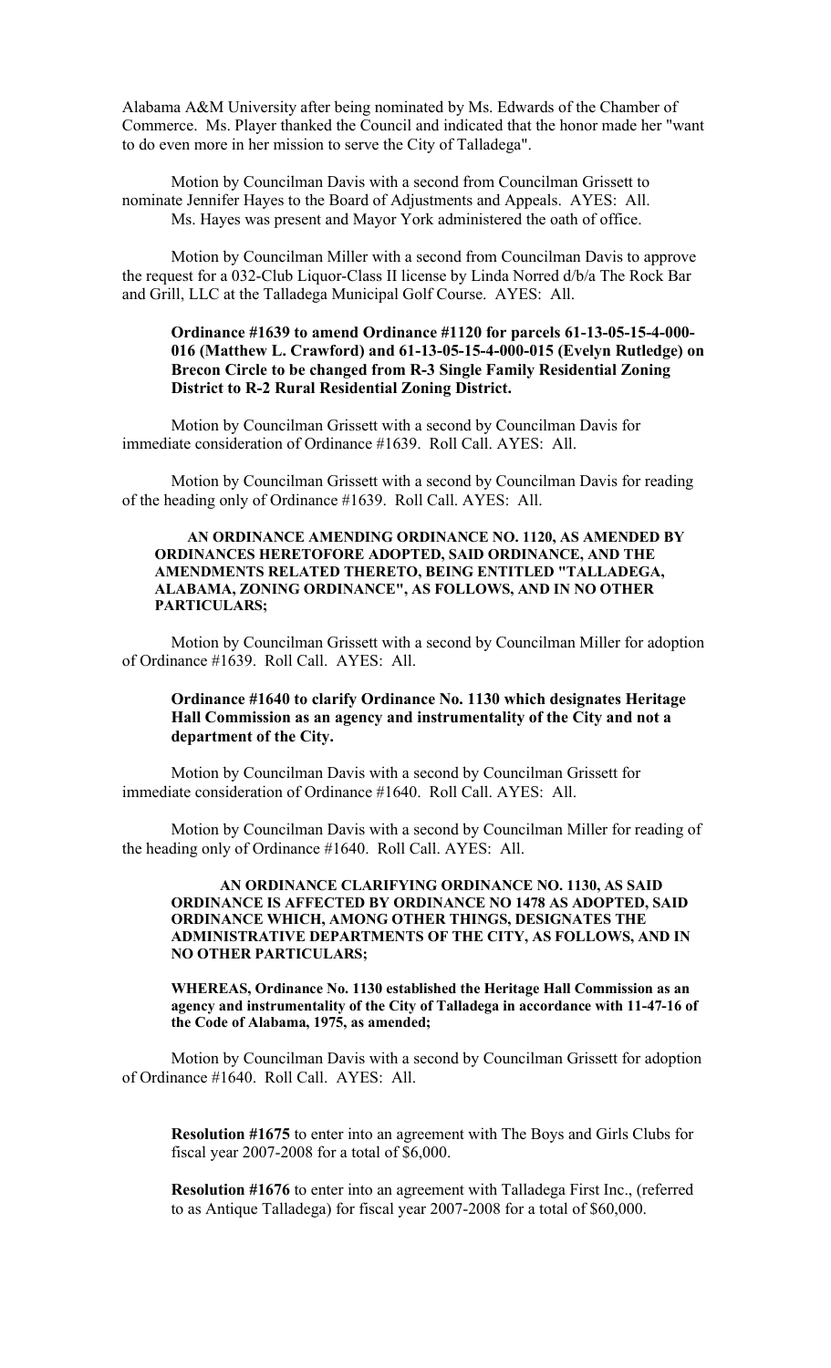Alabama A&M University after being nominated by Ms. Edwards of the Chamber of Commerce. Ms. Player thanked the Council and indicated that the honor made her "want to do even more in her mission to serve the City of Talladega".

Motion by Councilman Davis with a second from Councilman Grissett to nominate Jennifer Hayes to the Board of Adjustments and Appeals. AYES: All. Ms. Hayes was present and Mayor York administered the oath of office.

Motion by Councilman Miller with a second from Councilman Davis to approve the request for a 032-Club Liquor-Class II license by Linda Norred d/b/a The Rock Bar and Grill, LLC at the Talladega Municipal Golf Course. AYES: All.

**Ordinance #1639 to amend Ordinance #1120 for parcels 61-13-05-15-4-000-016 (Matthew L. Crawford) and 61-13-05-15-4-000-015 (Evelyn Rutledge) on Brecon Circle to be changed from R-3 Single Family Residential Zoning District to R-2 Rural Residential Zoning District.**

Motion by Councilman Grissett with a second by Councilman Davis for immediate consideration of Ordinance #1639. Roll Call. AYES: All.

Motion by Councilman Grissett with a second by Councilman Davis for reading of the heading only of Ordinance #1639. Roll Call. AYES: All.

**AN ORDINANCE AMENDING ORDINANCE NO. 1120, AS AMENDED BY ORDINANCES HERETOFORE ADOPTED, SAID ORDINANCE, AND THE AMENDMENTS RELATED THERETO, BEING ENTITLED "TALLADEGA, ALABAMA, ZONING ORDINANCE", AS FOLLOWS, AND IN NO OTHER PARTICULARS;**

Motion by Councilman Grissett with a second by Councilman Miller for adoption of Ordinance #1639. Roll Call. AYES: All.

**Ordinance #1640 to clarify Ordinance No. 1130 which designates Heritage Hall Commission as an agency and instrumentality of the City and not a department of the City.**

Motion by Councilman Davis with a second by Councilman Grissett for immediate consideration of Ordinance #1640. Roll Call. AYES: All.

Motion by Councilman Davis with a second by Councilman Miller for reading of the heading only of Ordinance #1640. Roll Call. AYES: All.

**AN ORDINANCE CLARIFYING ORDINANCE NO. 1130, AS SAID ORDINANCE IS AFFECTED BY ORDINANCE NO 1478 AS ADOPTED, SAID ORDINANCE WHICH, AMONG OTHER THINGS, DESIGNATES THE ADMINISTRATIVE DEPARTMENTS OF THE CITY, AS FOLLOWS, AND IN NO OTHER PARTICULARS;**

**WHEREAS, Ordinance No. 1130 established the Heritage Hall Commission as an agency and instrumentality of the City of Talladega in accordance with 11-47-16 of the Code of Alabama, 1975, as amended;**

Motion by Councilman Davis with a second by Councilman Grissett for adoption of Ordinance #1640. Roll Call. AYES: All.

**Resolution #1675** to enter into an agreement with The Boys and Girls Clubs for fiscal year 2007-2008 for a total of $6,000.

**Resolution #1676** to enter into an agreement with Talladega First Inc., (referred to as Antique Talladega) for fiscal year 2007-2008 for a total of $60,000.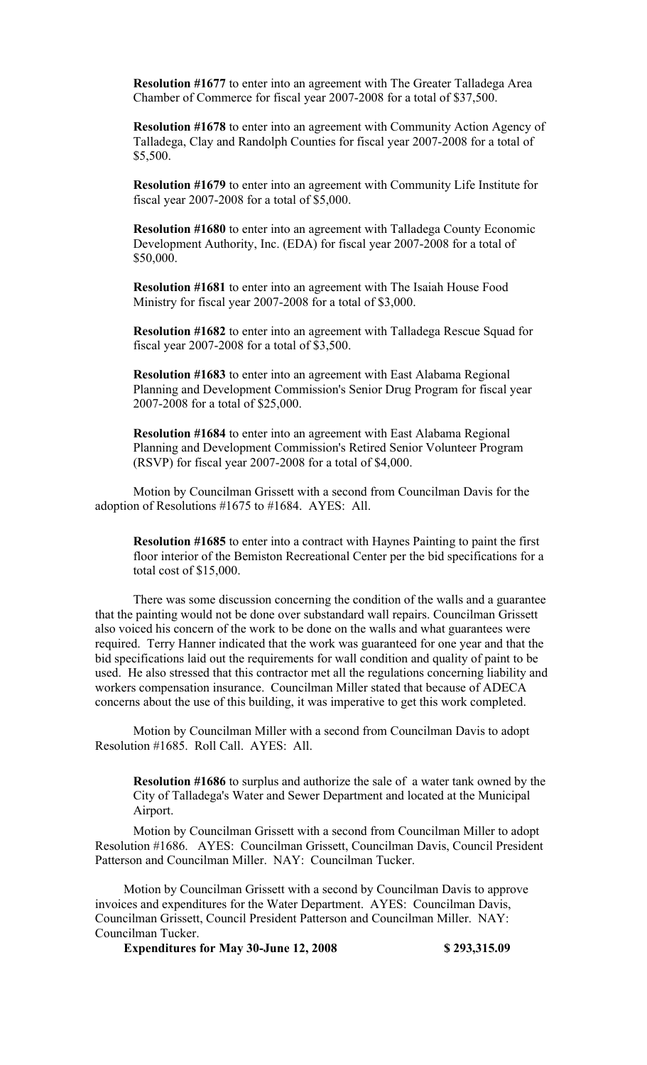**Resolution #1677** to enter into an agreement with The Greater Talladega Area Chamber of Commerce for fiscal year 2007-2008 for a total of $37,500.

**Resolution #1678** to enter into an agreement with Community Action Agency of Talladega, Clay and Randolph Counties for fiscal year 2007-2008 for a total of $5,500.

**Resolution #1679** to enter into an agreement with Community Life Institute for fiscal year 2007-2008 for a total of $5,000.

**Resolution #1680** to enter into an agreement with Talladega County Economic Development Authority, Inc. (EDA) for fiscal year 2007-2008 for a total of $50,000.

**Resolution #1681** to enter into an agreement with The Isaiah House Food Ministry for fiscal year 2007-2008 for a total of $3,000.

**Resolution #1682** to enter into an agreement with Talladega Rescue Squad for fiscal year 2007-2008 for a total of $3,500.

**Resolution #1683** to enter into an agreement with East Alabama Regional Planning and Development Commission's Senior Drug Program for fiscal year 2007-2008 for a total of $25,000.

**Resolution #1684** to enter into an agreement with East Alabama Regional Planning and Development Commission's Retired Senior Volunteer Program (RSVP) for fiscal year 2007-2008 for a total of $4,000.

Motion by Councilman Grissett with a second from Councilman Davis for the adoption of Resolutions #1675 to #1684. AYES: All.

**Resolution #1685** to enter into a contract with Haynes Painting to paint the first floor interior of the Bemiston Recreational Center per the bid specifications for a total cost of $15,000.

There was some discussion concerning the condition of the walls and a guarantee that the painting would not be done over substandard wall repairs. Councilman Grissett also voiced his concern of the work to be done on the walls and what guarantees were required. Terry Hanner indicated that the work was guaranteed for one year and that the bid specifications laid out the requirements for wall condition and quality of paint to be used. He also stressed that this contractor met all the regulations concerning liability and workers compensation insurance. Councilman Miller stated that because of ADECA concerns about the use of this building, it was imperative to get this work completed.

Motion by Councilman Miller with a second from Councilman Davis to adopt Resolution #1685. Roll Call. AYES: All.

**Resolution #1686** to surplus and authorize the sale of a water tank owned by the City of Talladega's Water and Sewer Department and located at the Municipal Airport.

Motion by Councilman Grissett with a second from Councilman Miller to adopt Resolution #1686. AYES: Councilman Grissett, Councilman Davis, Council President Patterson and Councilman Miller. NAY: Councilman Tucker.

Motion by Councilman Grissett with a second by Councilman Davis to approve invoices and expenditures for the Water Department. AYES: Councilman Davis, Councilman Grissett, Council President Patterson and Councilman Miller. NAY: Councilman Tucker.

**Expenditures for May 30-June 12, 2008 $ 293,315.09**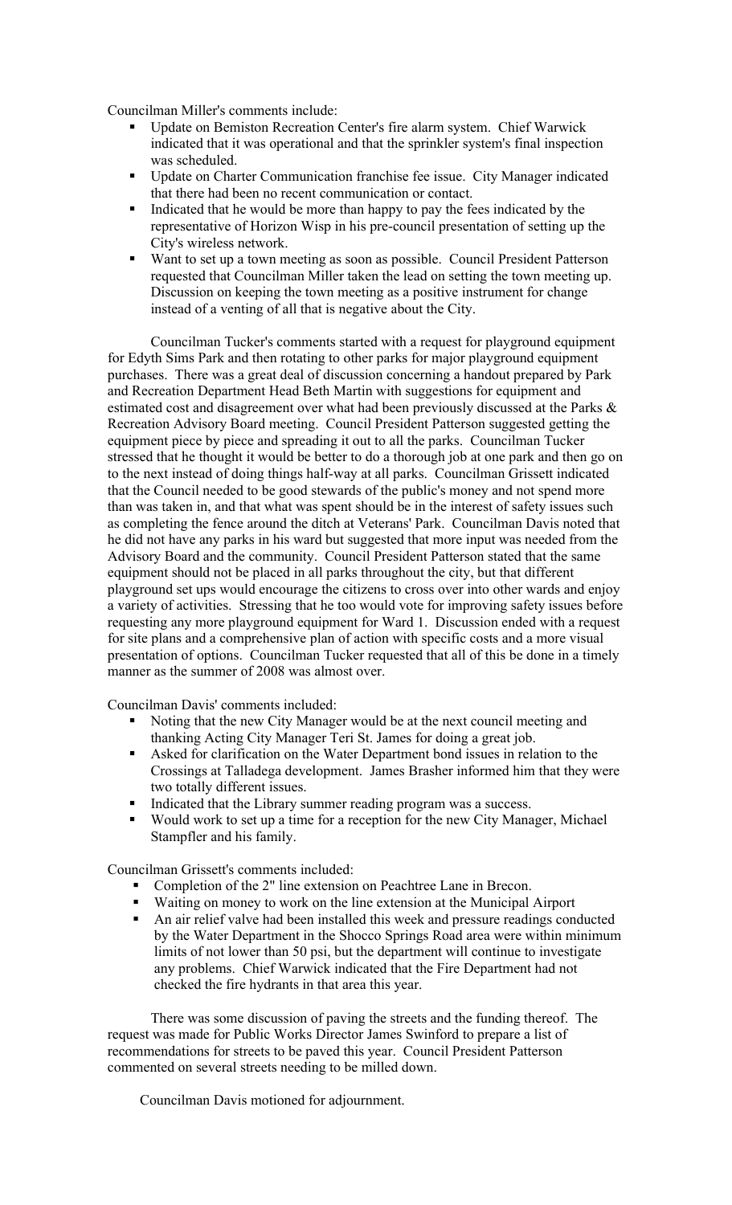Councilman Miller's comments include:

- Update on Bemiston Recreation Center's fire alarm system. Chief Warwick indicated that it was operational and that the sprinkler system's final inspection was scheduled.
- Update on Charter Communication franchise fee issue. City Manager indicated that there had been no recent communication or contact.
- Indicated that he would be more than happy to pay the fees indicated by the representative of Horizon Wisp in his pre-council presentation of setting up the City's wireless network.
- Want to set up a town meeting as soon as possible. Council President Patterson requested that Councilman Miller taken the lead on setting the town meeting up. Discussion on keeping the town meeting as a positive instrument for change instead of a venting of all that is negative about the City.

Councilman Tucker's comments started with a request for playground equipment for Edyth Sims Park and then rotating to other parks for major playground equipment purchases. There was a great deal of discussion concerning a handout prepared by Park and Recreation Department Head Beth Martin with suggestions for equipment and estimated cost and disagreement over what had been previously discussed at the Parks & Recreation Advisory Board meeting. Council President Patterson suggested getting the equipment piece by piece and spreading it out to all the parks. Councilman Tucker stressed that he thought it would be better to do a thorough job at one park and then go on to the next instead of doing things half-way at all parks. Councilman Grissett indicated that the Council needed to be good stewards of the public's money and not spend more than was taken in, and that what was spent should be in the interest of safety issues such as completing the fence around the ditch at Veterans' Park. Councilman Davis noted that he did not have any parks in his ward but suggested that more input was needed from the Advisory Board and the community. Council President Patterson stated that the same equipment should not be placed in all parks throughout the city, but that different playground set ups would encourage the citizens to cross over into other wards and enjoy a variety of activities. Stressing that he too would vote for improving safety issues before requesting any more playground equipment for Ward 1. Discussion ended with a request for site plans and a comprehensive plan of action with specific costs and a more visual presentation of options. Councilman Tucker requested that all of this be done in a timely manner as the summer of 2008 was almost over.

Councilman Davis' comments included:

- Noting that the new City Manager would be at the next council meeting and thanking Acting City Manager Teri St. James for doing a great job.
- Asked for clarification on the Water Department bond issues in relation to the Crossings at Talladega development. James Brasher informed him that they were two totally different issues.
- Indicated that the Library summer reading program was a success.
- Would work to set up a time for a reception for the new City Manager, Michael Stampfler and his family.

Councilman Grissett's comments included:

- Completion of the 2" line extension on Peachtree Lane in Brecon.
- Waiting on money to work on the line extension at the Municipal Airport
- An air relief valve had been installed this week and pressure readings conducted by the Water Department in the Shocco Springs Road area were within minimum limits of not lower than 50 psi, but the department will continue to investigate any problems. Chief Warwick indicated that the Fire Department had not checked the fire hydrants in that area this year.

There was some discussion of paving the streets and the funding thereof. The request was made for Public Works Director James Swinford to prepare a list of recommendations for streets to be paved this year. Council President Patterson commented on several streets needing to be milled down.

Councilman Davis motioned for adjournment.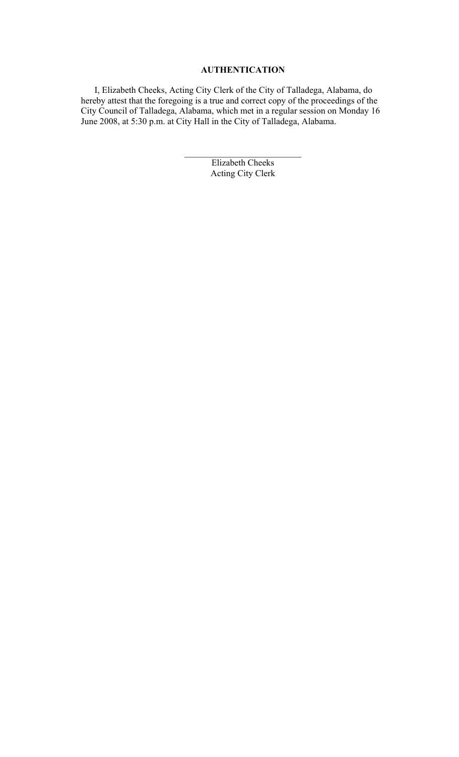## AUTHENTICATION

I, Elizabeth Cheeks, Acting City Clerk of the City of Talladega, Alabama, do hereby attest that the foregoing is a true and correct copy of the proceedings of the City Council of Talladega, Alabama, which met in a regular session on Monday 16 June 2008, at 5:30 p.m. at City Hall in the City of Talladega, Alabama.

\_\_\_\_\_\_\_\_\_\_\_\_\_\_\_\_\_\_\_\_\_\_\_\_\_\_\_

Elizabeth Cheeks
Acting City Clerk